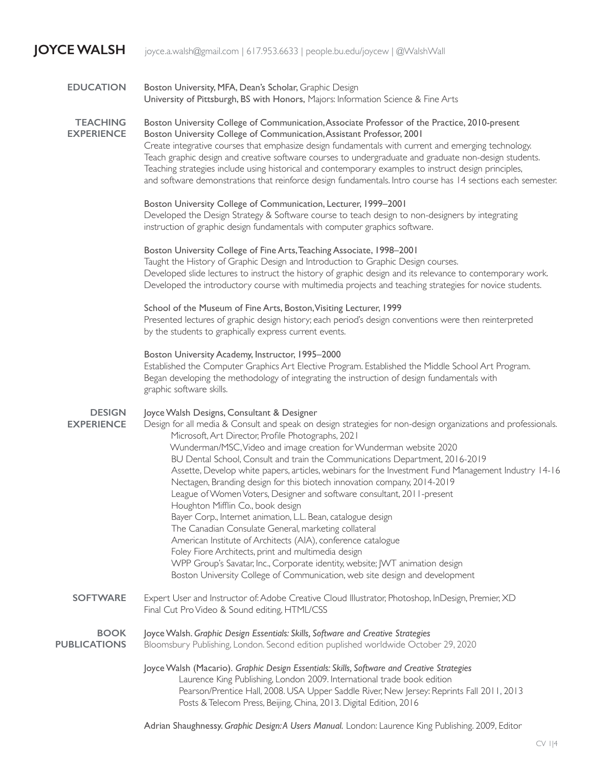# JOYCE WALSH

joyce.a.walsh@gmail.com | 617.953.6633 | people.bu.edu/joycew | @WalshWall

## EDUCATION

Boston University, MFA, Dean's Scholar, Graphic Design
University of Pittsburgh, BS with Honors, Majors: Information Science & Fine Arts

## TEACHING EXPERIENCE

Boston University College of Communication, Associate Professor of the Practice, 2010-present
Boston University College of Communication, Assistant Professor, 2001
Create integrative courses that emphasize design fundamentals with current and emerging technology.
Teach graphic design and creative software courses to undergraduate and graduate non-design students.
Teaching strategies include using historical and contemporary examples to instruct design principles, and software demonstrations that reinforce design fundamentals. Intro course has 14 sections each semester.

Boston University College of Communication, Lecturer, 1999–2001
Developed the Design Strategy & Software course to teach design to non-designers by integrating instruction of graphic design fundamentals with computer graphics software.

Boston University College of Fine Arts, Teaching Associate, 1998–2001
Taught the History of Graphic Design and Introduction to Graphic Design courses.
Developed slide lectures to instruct the history of graphic design and its relevance to contemporary work.
Developed the introductory course with multimedia projects and teaching strategies for novice students.

School of the Museum of Fine Arts, Boston, Visiting Lecturer, 1999
Presented lectures of graphic design history; each period's design conventions were then reinterpreted by the students to graphically express current events.

Boston University Academy, Instructor, 1995–2000
Established the Computer Graphics Art Elective Program. Established the Middle School Art Program.
Began developing the methodology of integrating the instruction of design fundamentals with graphic software skills.

## DESIGN EXPERIENCE

Joyce Walsh Designs, Consultant & Designer
Design for all media & Consult and speak on design strategies for non-design organizations and professionals.

- Microsoft, Art Director, Profile Photographs, 2021
- Wunderman/MSC, Video and image creation for Wunderman website 2020
- BU Dental School, Consult and train the Communications Department, 2016-2019
- Assette, Develop white papers, articles, webinars for the Investment Fund Management Industry 14-16
- Nectagen, Branding design for this biotech innovation company, 2014-2019
- League of Women Voters, Designer and software consultant, 2011-present
- Houghton Mifflin Co., book design
- Bayer Corp., Internet animation, L.L. Bean, catalogue design
- The Canadian Consulate General, marketing collateral
- American Institute of Architects (AIA), conference catalogue
- Foley Fiore Architects, print and multimedia design
- WPP Group's Savatar, Inc., Corporate identity, website; JWT animation design
- Boston University College of Communication, web site design and development

## SOFTWARE

Expert User and Instructor of: Adobe Creative Cloud Illustrator, Photoshop, InDesign, Premier, XD
Final Cut Pro Video & Sound editing, HTML/CSS

## BOOK PUBLICATIONS

Joyce Walsh. *Graphic Design Essentials: Skills, Software and Creative Strategies*
Bloomsbury Publishing, London. Second edition puplished worldwide October 29, 2020

Joyce Walsh (Macario). *Graphic Design Essentials: Skills, Software and Creative Strategies*
Laurence King Publishing, London 2009. International trade book edition
Pearson/Prentice Hall, 2008. USA Upper Saddle River, New Jersey: Reprints Fall 2011, 2013
Posts & Telecom Press, Beijing, China, 2013. Digital Edition, 2016

Adrian Shaughnessy. *Graphic Design: A Users Manual.* London: Laurence King Publishing. 2009, Editor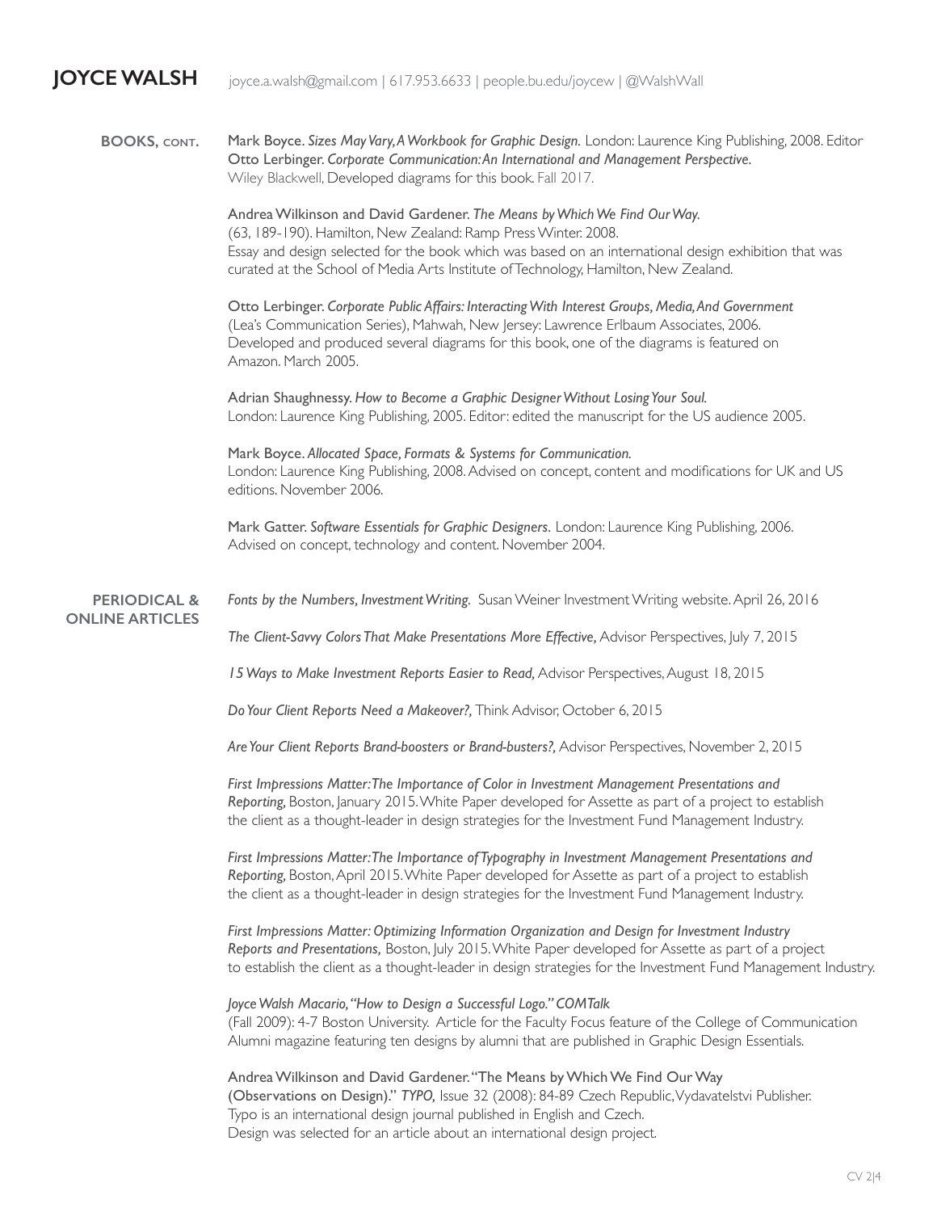# JOYCE WALSH

joyce.a.walsh@gmail.com | 617.953.6633 | people.bu.edu/joycew | @WalshWall

## BOOKS, CONT.

Mark Boyce. *Sizes May Vary, A Workbook for Graphic Design.* London: Laurence King Publishing, 2008. Editor
Otto Lerbinger. *Corporate Communication: An International and Management Perspective.*
Wiley Blackwell, Developed diagrams for this book. Fall 2017.

Andrea Wilkinson and David Gardener. *The Means by Which We Find Our Way.*
(63, 189-190). Hamilton, New Zealand: Ramp Press Winter. 2008.
Essay and design selected for the book which was based on an international design exhibition that was curated at the School of Media Arts Institute of Technology, Hamilton, New Zealand.

Otto Lerbinger. *Corporate Public Affairs: Interacting With Interest Groups, Media, And Government*
(Lea's Communication Series), Mahwah, New Jersey: Lawrence Erlbaum Associates, 2006.
Developed and produced several diagrams for this book, one of the diagrams is featured on Amazon. March 2005.

Adrian Shaughnessy. *How to Become a Graphic Designer Without Losing Your Soul.*
London: Laurence King Publishing, 2005. Editor: edited the manuscript for the US audience 2005.

Mark Boyce. *Allocated Space, Formats & Systems for Communication.*
London: Laurence King Publishing, 2008. Advised on concept, content and modifications for UK and US editions. November 2006.

Mark Gatter. *Software Essentials for Graphic Designers*. London: Laurence King Publishing, 2006.
Advised on concept, technology and content. November 2004.

## PERIODICAL & ONLINE ARTICLES

*Fonts by the Numbers, Investment Writing.* Susan Weiner Investment Writing website. April 26, 2016

*The Client-Savvy Colors That Make Presentations More Effective,* Advisor Perspectives, July 7, 2015

*15 Ways to Make Investment Reports Easier to Read,* Advisor Perspectives, August 18, 2015

*Do Your Client Reports Need a Makeover?,* Think Advisor, October 6, 2015

*Are Your Client Reports Brand-boosters or Brand-busters?,* Advisor Perspectives, November 2, 2015

*First Impressions Matter: The Importance of Color in Investment Management Presentations and Reporting,* Boston, January 2015. White Paper developed for Assette as part of a project to establish the client as a thought-leader in design strategies for the Investment Fund Management Industry.

*First Impressions Matter: The Importance of Typography in Investment Management Presentations and Reporting,* Boston, April 2015. White Paper developed for Assette as part of a project to establish the client as a thought-leader in design strategies for the Investment Fund Management Industry.

*First Impressions Matter: Optimizing Information Organization and Design for Investment Industry Reports and Presentations,* Boston, July 2015. White Paper developed for Assette as part of a project to establish the client as a thought-leader in design strategies for the Investment Fund Management Industry.

*Joyce Walsh Macario, "How to Design a Successful Logo." COMTalk*
(Fall 2009): 4-7 Boston University. Article for the Faculty Focus feature of the College of Communication Alumni magazine featuring ten designs by alumni that are published in Graphic Design Essentials.

Andrea Wilkinson and David Gardener. "The Means by Which We Find Our Way (Observations on Design)." *TYPO,* Issue 32 (2008): 84-89 Czech Republic, Vydavatelstvi Publisher.
Typo is an international design journal published in English and Czech.
Design was selected for an article about an international design project.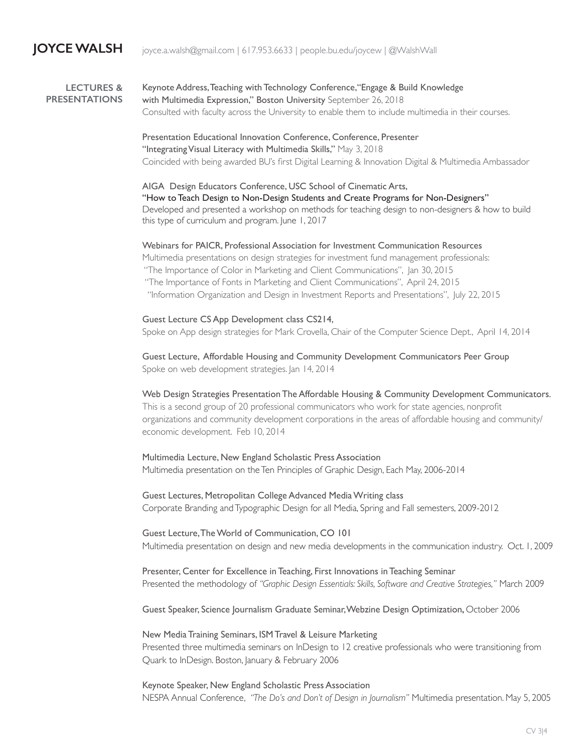# JOYCE WALSH

joyce.a.walsh@gmail.com | 617.953.6633 | people.bu.edu/joycew | @WalshWall

## LECTURES & PRESENTATIONS

Keynote Address, Teaching with Technology Conference, "Engage & Build Knowledge with Multimedia Expression," Boston University September 26, 2018
Consulted with faculty across the University to enable them to include multimedia in their courses.

Presentation Educational Innovation Conference, Conference, Presenter
"Integrating Visual Literacy with Multimedia Skills," May 3, 2018
Coincided with being awarded BU's first Digital Learning & Innovation Digital & Multimedia Ambassador

AIGA Design Educators Conference, USC School of Cinematic Arts,
"How to Teach Design to Non-Design Students and Create Programs for Non-Designers"
Developed and presented a workshop on methods for teaching design to non-designers & how to build this type of curriculum and program. June 1, 2017

Webinars for PAICR, Professional Association for Investment Communication Resources
Multimedia presentations on design strategies for investment fund management professionals:
"The Importance of Color in Marketing and Client Communications", Jan 30, 2015
"The Importance of Fonts in Marketing and Client Communications", April 24, 2015
"Information Organization and Design in Investment Reports and Presentations", July 22, 2015

Guest Lecture CS App Development class CS214,
Spoke on App design strategies for Mark Crovella, Chair of the Computer Science Dept., April 14, 2014

Guest Lecture, Affordable Housing and Community Development Communicators Peer Group
Spoke on web development strategies. Jan 14, 2014

Web Design Strategies Presentation The Affordable Housing & Community Development Communicators.
This is a second group of 20 professional communicators who work for state agencies, nonprofit organizations and community development corporations in the areas of affordable housing and community/economic development. Feb 10, 2014

Multimedia Lecture, New England Scholastic Press Association
Multimedia presentation on the Ten Principles of Graphic Design, Each May, 2006-2014

Guest Lectures, Metropolitan College Advanced Media Writing class
Corporate Branding and Typographic Design for all Media, Spring and Fall semesters, 2009-2012

Guest Lecture, The World of Communication, CO 101
Multimedia presentation on design and new media developments in the communication industry. Oct. 1, 2009

Presenter, Center for Excellence in Teaching, First Innovations in Teaching Seminar
Presented the methodology of *"Graphic Design Essentials: Skills, Software and Creative Strategies,"* March 2009

Guest Speaker, Science Journalism Graduate Seminar, Webzine Design Optimization, October 2006

New Media Training Seminars, ISM Travel & Leisure Marketing
Presented three multimedia seminars on InDesign to 12 creative professionals who were transitioning from Quark to InDesign. Boston, January & February 2006

Keynote Speaker, New England Scholastic Press Association
NESPA Annual Conference, *"The Do's and Don't of Design in Journalism"* Multimedia presentation. May 5, 2005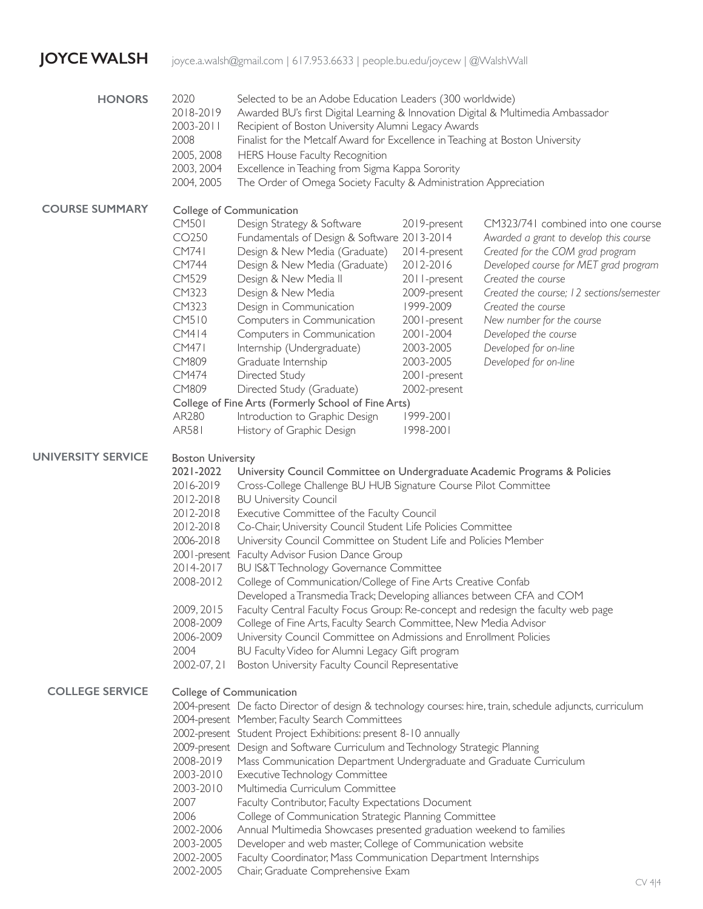# JOYCE WALSH

joyce.a.walsh@gmail.com | 617.953.6633 | people.bu.edu/joycew | @WalshWall

## HONORS

| | |
|---|---|
| 2020 | Selected to be an Adobe Education Leaders (300 worldwide) |
| 2018-2019 | Awarded BU's first Digital Learning & Innovation Digital & Multimedia Ambassador |
| 2003-2011 | Recipient of Boston University Alumni Legacy Awards |
| 2008 | Finalist for the Metcalf Award for Excellence in Teaching at Boston University |
| 2005, 2008 | HERS House Faculty Recognition |
| 2003, 2004 | Excellence in Teaching from Sigma Kappa Sorority |
| 2004, 2005 | The Order of Omega Society Faculty & Administration Appreciation |

## COURSE SUMMARY

**College of Communication**

| | | | |
|---|---|---|---|
| CM501 | Design Strategy & Software | 2019-present | CM323/741 combined into one course |
| CO250 | Fundamentals of Design & Software | 2013-2014 | *Awarded a grant to develop this course* |
| CM741 | Design & New Media (Graduate) | 2014-present | *Created for the COM grad program* |
| CM744 | Design & New Media (Graduate) | 2012-2016 | *Developed course for MET grad program* |
| CM529 | Design & New Media II | 2011-present | *Created the course* |
| CM323 | Design & New Media | 2009-present | *Created the course; 12 sections/semester* |
| CM323 | Design in Communication | 1999-2009 | *Created the course* |
| CM510 | Computers in Communication | 2001-present | *New number for the course* |
| CM414 | Computers in Communication | 2001-2004 | *Developed the course* |
| CM471 | Internship (Undergraduate) | 2003-2005 | *Developed for on-line* |
| CM809 | Graduate Internship | 2003-2005 | *Developed for on-line* |
| CM474 | Directed Study | 2001-present | |
| CM809 | Directed Study (Graduate) | 2002-present | |

**College of Fine Arts (Formerly School of Fine Arts)**

| | | |
|---|---|---|
| AR280 | Introduction to Graphic Design | 1999-2001 |
| AR581 | History of Graphic Design | 1998-2001 |

## UNIVERSITY SERVICE

**Boston University**

| | |
|---|---|
| **2021-2022** | **University Council Committee on Undergraduate Academic Programs & Policies** |
| 2016-2019 | Cross-College Challenge BU HUB Signature Course Pilot Committee |
| 2012-2018 | BU University Council |
| 2012-2018 | Executive Committee of the Faculty Council |
| 2012-2018 | Co-Chair, University Council Student Life Policies Committee |
| 2006-2018 | University Council Committee on Student Life and Policies Member |
| 2001-present | Faculty Advisor Fusion Dance Group |
| 2014-2017 | BU IS&T Technology Governance Committee |
| 2008-2012 | College of Communication/College of Fine Arts Creative Confab<br>Developed a Transmedia Track; Developing alliances between CFA and COM |
| 2009, 2015 | Faculty Central Faculty Focus Group: Re-concept and redesign the faculty web page |
| 2008-2009 | College of Fine Arts, Faculty Search Committee, New Media Advisor |
| 2006-2009 | University Council Committee on Admissions and Enrollment Policies |
| 2004 | BU Faculty Video for Alumni Legacy Gift program |
| 2002-07, 21 | Boston University Faculty Council Representative |

## COLLEGE SERVICE

**College of Communication**

| | |
|---|---|
| 2004-present | De facto Director of design & technology courses: hire, train, schedule adjuncts, curriculum |
| 2004-present | Member, Faculty Search Committees |
| 2002-present | Student Project Exhibitions: present 8-10 annually |
| 2009-present | Design and Software Curriculum and Technology Strategic Planning |
| 2008-2019 | Mass Communication Department Undergraduate and Graduate Curriculum |
| 2003-2010 | Executive Technology Committee |
| 2003-2010 | Multimedia Curriculum Committee |
| 2007 | Faculty Contributor, Faculty Expectations Document |
| 2006 | College of Communication Strategic Planning Committee |
| 2002-2006 | Annual Multimedia Showcases presented graduation weekend to families |
| 2003-2005 | Developer and web master, College of Communication website |
| 2002-2005 | Faculty Coordinator, Mass Communication Department Internships |
| 2002-2005 | Chair, Graduate Comprehensive Exam |